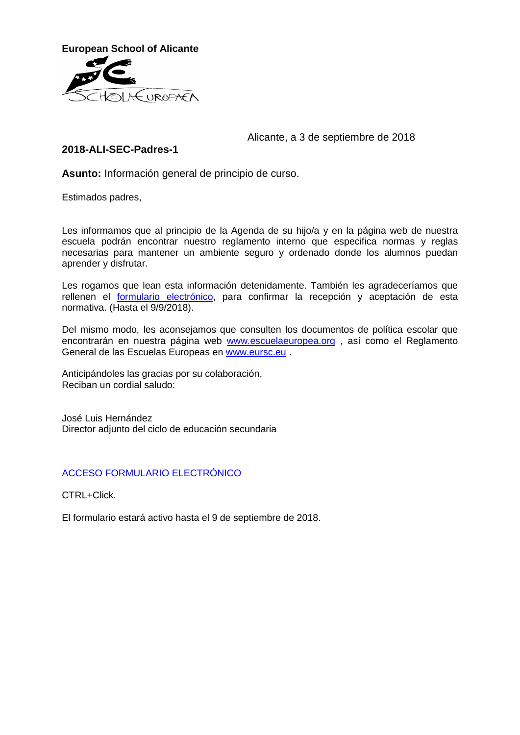**European School of Alicante**

Alicante, a 3 de septiembre de 2018

**2018-ALI-SEC-Padres-1**

**Asunto:** Información general de principio de curso.

Estimados padres,

Les informamos que al principio de la Agenda de su hijo/a y en la página web de nuestra escuela podrán encontrar nuestro reglamento interno que especifica normas y reglas necesarias para mantener un ambiente seguro y ordenado donde los alumnos puedan aprender y disfrutar.

Les rogamos que lean esta información detenidamente. También les agradeceríamos que rellenen el formulario electrónico, para confirmar la recepción y aceptación de esta normativa. (Hasta el 9/9/2018).

Del mismo modo, les aconsejamos que consulten los documentos de política escolar que encontrarán en nuestra página web www.escuelaeuropea.org , así como el Reglamento General de las Escuelas Europeas en www.eursc.eu .

Anticipándoles las gracias por su colaboración,
Reciban un cordial saludo:

José Luis Hernández
Director adjunto del ciclo de educación secundaria

ACCESO FORMULARIO ELECTRÓNICO

CTRL+Click.

El formulario estará activo hasta el 9 de septiembre de 2018.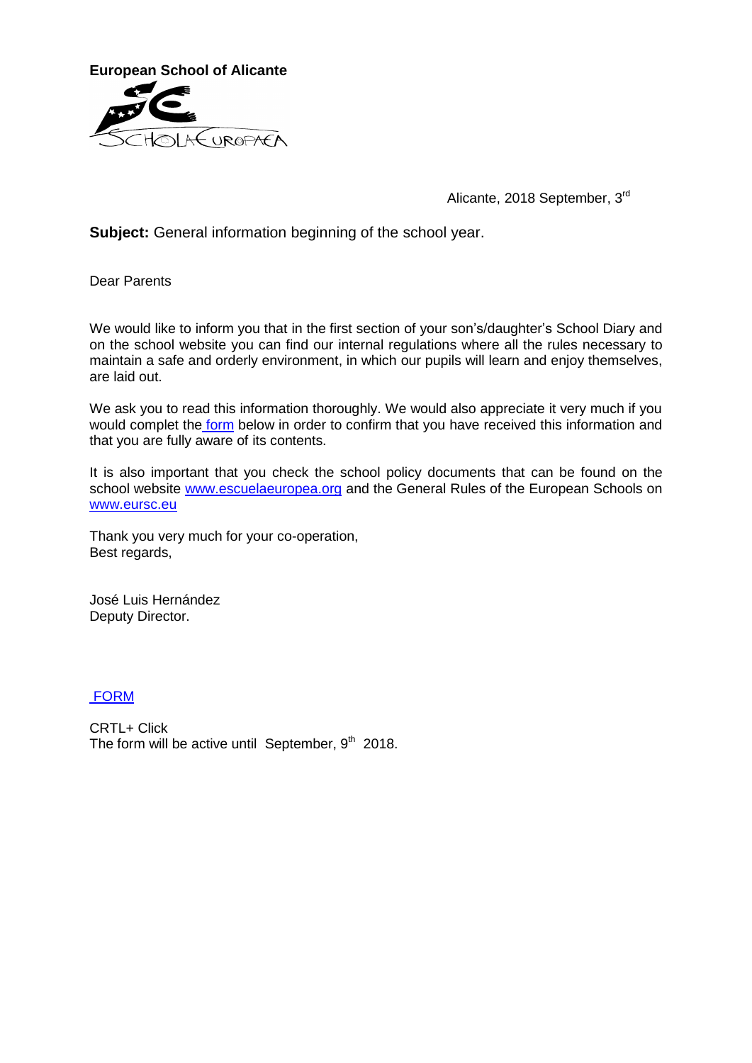**European School of Alicante**

Alicante, 2018 September, 3rd

**Subject:** General information beginning of the school year.

Dear Parents

We would like to inform you that in the first section of your son's/daughter's School Diary and on the school website you can find our internal regulations where all the rules necessary to maintain a safe and orderly environment, in which our pupils will learn and enjoy themselves, are laid out.

We ask you to read this information thoroughly. We would also appreciate it very much if you would complet the form below in order to confirm that you have received this information and that you are fully aware of its contents.

It is also important that you check the school policy documents that can be found on the school website www.escuelaeuropea.org and the General Rules of the European Schools on www.eursc.eu

Thank you very much for your co-operation,
Best regards,

José Luis Hernández
Deputy Director.

FORM

CRTL+ Click
The form will be active until September, 9th 2018.